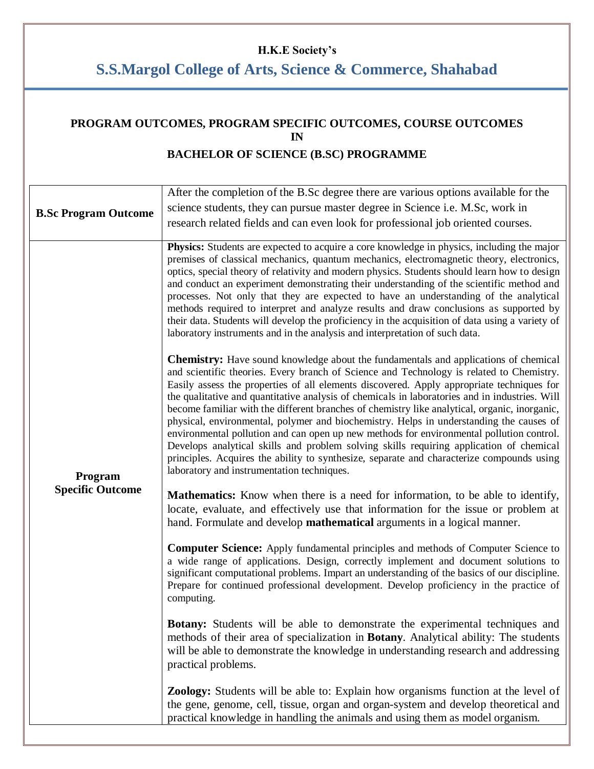**H.K.E Society's**

# S.S.Margol College of Arts, Science & Commerce, Shahabad

## PROGRAM OUTCOMES, PROGRAM SPECIFIC OUTCOMES, COURSE OUTCOMES IN BACHELOR OF SCIENCE (B.SC) PROGRAMME

| | |
|---|---|
| **B.Sc Program Outcome** | After the completion of the B.Sc degree there are various options available for the science students, they can pursue master degree in Science i.e. M.Sc, work in research related fields and can even look for professional job oriented courses. |
| **Program Specific Outcome** | **Physics:** Students are expected to acquire a core knowledge in physics, including the major premises of classical mechanics, quantum mechanics, electromagnetic theory, electronics, optics, special theory of relativity and modern physics. Students should learn how to design and conduct an experiment demonstrating their understanding of the scientific method and processes. Not only that they are expected to have an understanding of the analytical methods required to interpret and analyze results and draw conclusions as supported by their data. Students will develop the proficiency in the acquisition of data using a variety of laboratory instruments and in the analysis and interpretation of such data.<br><br>**Chemistry:** Have sound knowledge about the fundamentals and applications of chemical and scientific theories. Every branch of Science and Technology is related to Chemistry. Easily assess the properties of all elements discovered. Apply appropriate techniques for the qualitative and quantitative analysis of chemicals in laboratories and in industries. Will become familiar with the different branches of chemistry like analytical, organic, inorganic, physical, environmental, polymer and biochemistry. Helps in understanding the causes of environmental pollution and can open up new methods for environmental pollution control. Develops analytical skills and problem solving skills requiring application of chemical principles. Acquires the ability to synthesize, separate and characterize compounds using laboratory and instrumentation techniques.<br><br>**Mathematics:** Know when there is a need for information, to be able to identify, locate, evaluate, and effectively use that information for the issue or problem at hand. Formulate and develop **mathematical** arguments in a logical manner.<br><br>**Computer Science:** Apply fundamental principles and methods of Computer Science to a wide range of applications. Design, correctly implement and document solutions to significant computational problems. Impart an understanding of the basics of our discipline. Prepare for continued professional development. Develop proficiency in the practice of computing.<br><br>**Botany:** Students will be able to demonstrate the experimental techniques and methods of their area of specialization in **Botany**. Analytical ability: The students will be able to demonstrate the knowledge in understanding research and addressing practical problems.<br><br>**Zoology:** Students will be able to: Explain how organisms function at the level of the gene, genome, cell, tissue, organ and organ-system and develop theoretical and practical knowledge in handling the animals and using them as model organism. |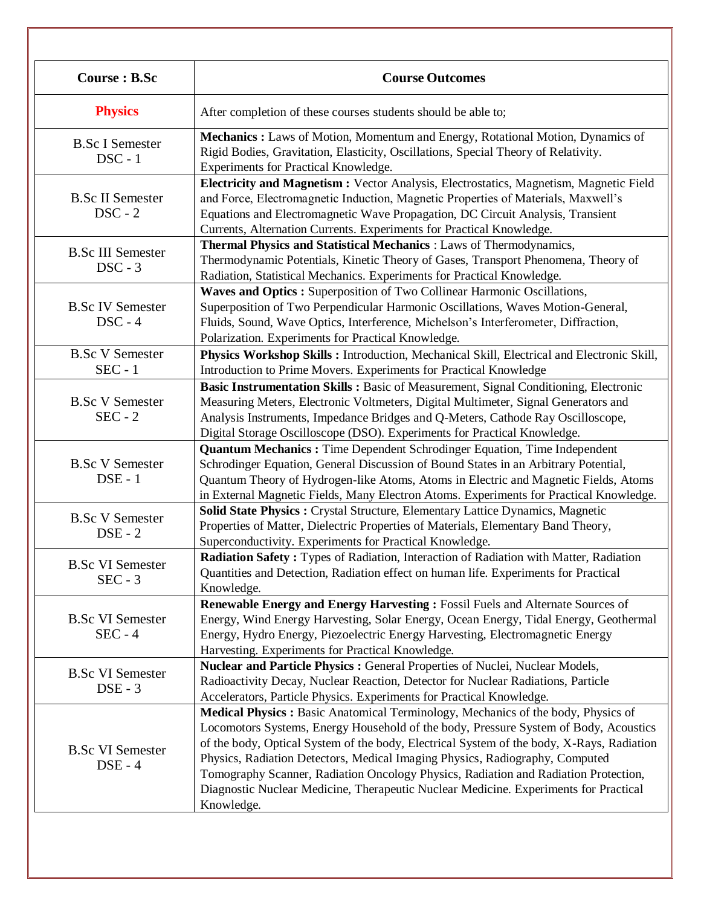| Course : B.Sc | Course Outcomes |
|---|---|
| **Physics** | After completion of these courses students should be able to; |
| B.Sc I Semester DSC - 1 | **Mechanics :** Laws of Motion, Momentum and Energy, Rotational Motion, Dynamics of Rigid Bodies, Gravitation, Elasticity, Oscillations, Special Theory of Relativity. Experiments for Practical Knowledge. |
| B.Sc II Semester DSC - 2 | **Electricity and Magnetism :** Vector Analysis, Electrostatics, Magnetism, Magnetic Field and Force, Electromagnetic Induction, Magnetic Properties of Materials, Maxwell's Equations and Electromagnetic Wave Propagation, DC Circuit Analysis, Transient Currents, Alternation Currents. Experiments for Practical Knowledge. |
| B.Sc III Semester DSC - 3 | **Thermal Physics and Statistical Mechanics** : Laws of Thermodynamics, Thermodynamic Potentials, Kinetic Theory of Gases, Transport Phenomena, Theory of Radiation, Statistical Mechanics. Experiments for Practical Knowledge. |
| B.Sc IV Semester DSC - 4 | **Waves and Optics :** Superposition of Two Collinear Harmonic Oscillations, Superposition of Two Perpendicular Harmonic Oscillations, Waves Motion-General, Fluids, Sound, Wave Optics, Interference, Michelson's Interferometer, Diffraction, Polarization. Experiments for Practical Knowledge. |
| B.Sc V Semester SEC - 1 | **Physics Workshop Skills :** Introduction, Mechanical Skill, Electrical and Electronic Skill, Introduction to Prime Movers. Experiments for Practical Knowledge |
| B.Sc V Semester SEC - 2 | **Basic Instrumentation Skills :** Basic of Measurement, Signal Conditioning, Electronic Measuring Meters, Electronic Voltmeters, Digital Multimeter, Signal Generators and Analysis Instruments, Impedance Bridges and Q-Meters, Cathode Ray Oscilloscope, Digital Storage Oscilloscope (DSO). Experiments for Practical Knowledge. |
| B.Sc V Semester DSE - 1 | **Quantum Mechanics :** Time Dependent Schrodinger Equation, Time Independent Schrodinger Equation, General Discussion of Bound States in an Arbitrary Potential, Quantum Theory of Hydrogen-like Atoms, Atoms in Electric and Magnetic Fields, Atoms in External Magnetic Fields, Many Electron Atoms. Experiments for Practical Knowledge. |
| B.Sc V Semester DSE - 2 | **Solid State Physics :** Crystal Structure, Elementary Lattice Dynamics, Magnetic Properties of Matter, Dielectric Properties of Materials, Elementary Band Theory, Superconductivity. Experiments for Practical Knowledge. |
| B.Sc VI Semester SEC - 3 | **Radiation Safety :** Types of Radiation, Interaction of Radiation with Matter, Radiation Quantities and Detection, Radiation effect on human life. Experiments for Practical Knowledge. |
| B.Sc VI Semester SEC - 4 | **Renewable Energy and Energy Harvesting :** Fossil Fuels and Alternate Sources of Energy, Wind Energy Harvesting, Solar Energy, Ocean Energy, Tidal Energy, Geothermal Energy, Hydro Energy, Piezoelectric Energy Harvesting, Electromagnetic Energy Harvesting. Experiments for Practical Knowledge. |
| B.Sc VI Semester DSE - 3 | **Nuclear and Particle Physics :** General Properties of Nuclei, Nuclear Models, Radioactivity Decay, Nuclear Reaction, Detector for Nuclear Radiations, Particle Accelerators, Particle Physics. Experiments for Practical Knowledge. |
| B.Sc VI Semester DSE - 4 | **Medical Physics :** Basic Anatomical Terminology, Mechanics of the body, Physics of Locomotors Systems, Energy Household of the body, Pressure System of Body, Acoustics of the body, Optical System of the body, Electrical System of the body, X-Rays, Radiation Physics, Radiation Detectors, Medical Imaging Physics, Radiography, Computed Tomography Scanner, Radiation Oncology Physics, Radiation and Radiation Protection, Diagnostic Nuclear Medicine, Therapeutic Nuclear Medicine. Experiments for Practical Knowledge. |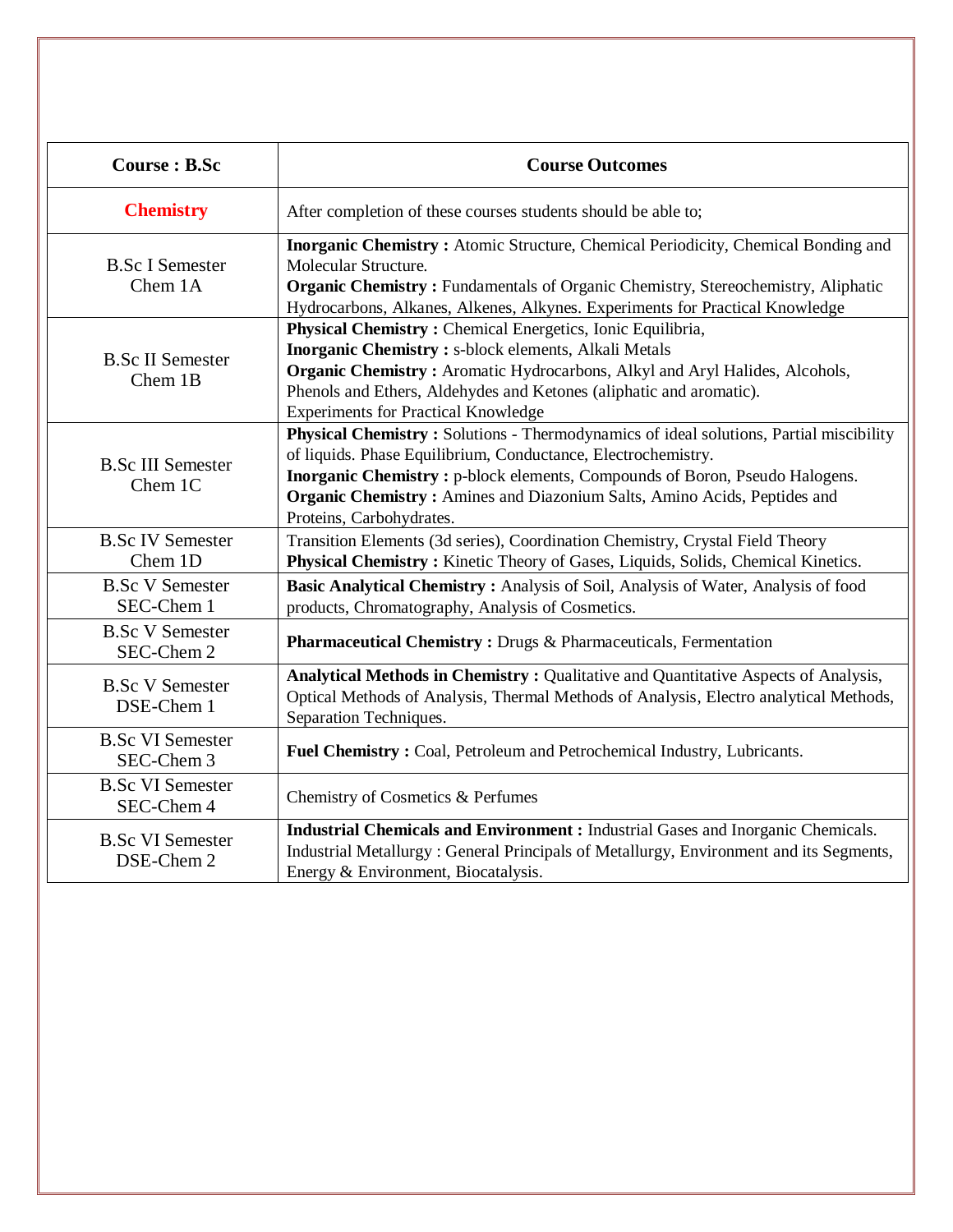| Course : B.Sc | Course Outcomes |
|---|---|
| **Chemistry** | After completion of these courses students should be able to; |
| B.Sc I Semester Chem 1A | **Inorganic Chemistry :** Atomic Structure, Chemical Periodicity, Chemical Bonding and Molecular Structure. **Organic Chemistry :** Fundamentals of Organic Chemistry, Stereochemistry, Aliphatic Hydrocarbons, Alkanes, Alkenes, Alkynes. Experiments for Practical Knowledge |
| B.Sc II Semester Chem 1B | **Physical Chemistry :** Chemical Energetics, Ionic Equilibria, **Inorganic Chemistry :** s-block elements, Alkali Metals **Organic Chemistry :** Aromatic Hydrocarbons, Alkyl and Aryl Halides, Alcohols, Phenols and Ethers, Aldehydes and Ketones (aliphatic and aromatic). Experiments for Practical Knowledge |
| B.Sc III Semester Chem 1C | **Physical Chemistry :** Solutions - Thermodynamics of ideal solutions, Partial miscibility of liquids. Phase Equilibrium, Conductance, Electrochemistry. **Inorganic Chemistry :** p-block elements, Compounds of Boron, Pseudo Halogens. **Organic Chemistry :** Amines and Diazonium Salts, Amino Acids, Peptides and Proteins, Carbohydrates. |
| B.Sc IV Semester Chem 1D | Transition Elements (3d series), Coordination Chemistry, Crystal Field Theory **Physical Chemistry :** Kinetic Theory of Gases, Liquids, Solids, Chemical Kinetics. |
| B.Sc V Semester SEC-Chem 1 | **Basic Analytical Chemistry :** Analysis of Soil, Analysis of Water, Analysis of food products, Chromatography, Analysis of Cosmetics. |
| B.Sc V Semester SEC-Chem 2 | **Pharmaceutical Chemistry :** Drugs & Pharmaceuticals, Fermentation |
| B.Sc V Semester DSE-Chem 1 | **Analytical Methods in Chemistry :** Qualitative and Quantitative Aspects of Analysis, Optical Methods of Analysis, Thermal Methods of Analysis, Electro analytical Methods, Separation Techniques. |
| B.Sc VI Semester SEC-Chem 3 | **Fuel Chemistry :** Coal, Petroleum and Petrochemical Industry, Lubricants. |
| B.Sc VI Semester SEC-Chem 4 | Chemistry of Cosmetics & Perfumes |
| B.Sc VI Semester DSE-Chem 2 | **Industrial Chemicals and Environment :** Industrial Gases and Inorganic Chemicals. Industrial Metallurgy : General Principals of Metallurgy, Environment and its Segments, Energy & Environment, Biocatalysis. |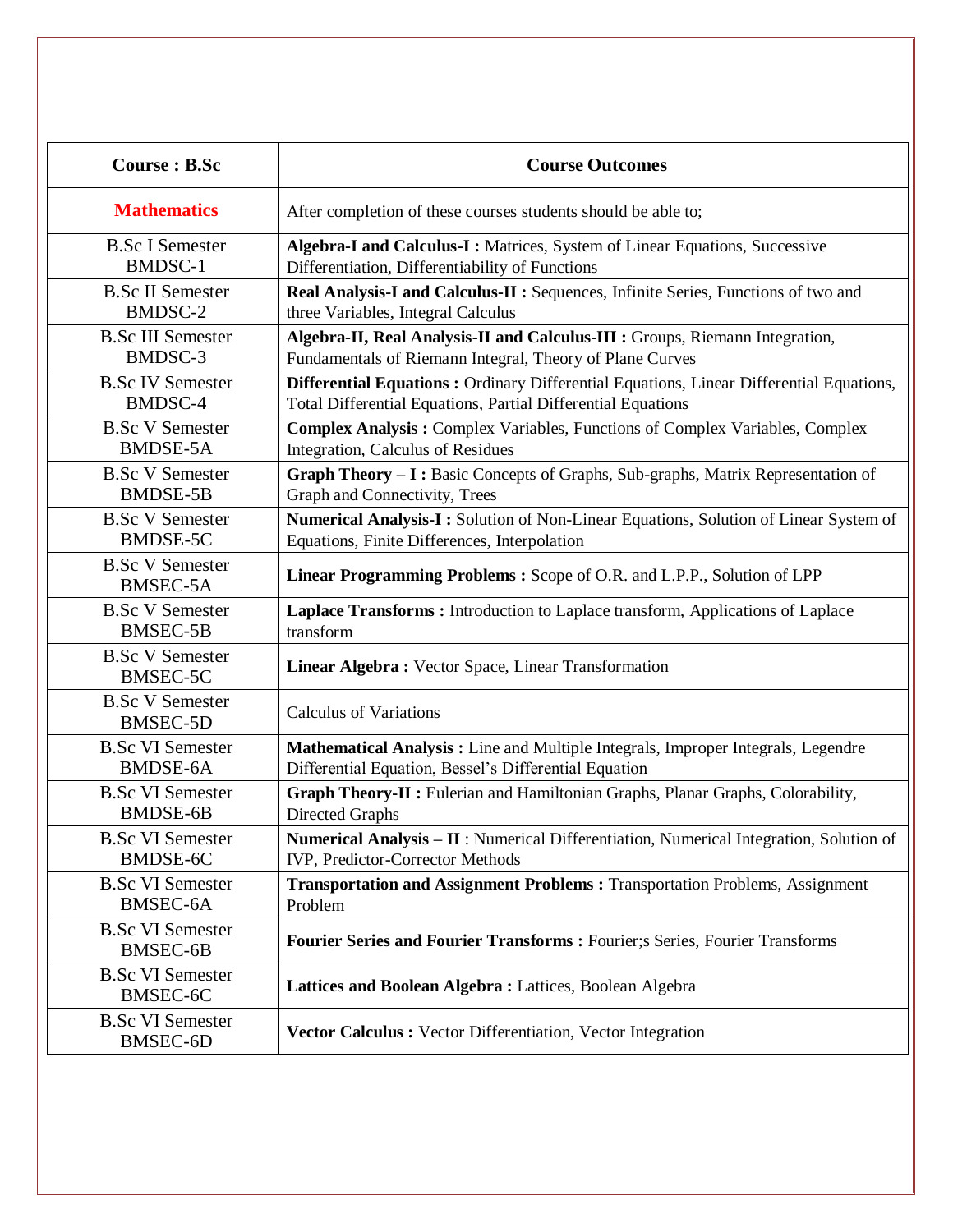| Course : B.Sc | Course Outcomes |
|---|---|
| **Mathematics** | After completion of these courses students should be able to; |
| B.Sc I Semester BMDSC-1 | **Algebra-I and Calculus-I :** Matrices, System of Linear Equations, Successive Differentiation, Differentiability of Functions |
| B.Sc II Semester BMDSC-2 | **Real Analysis-I and Calculus-II :** Sequences, Infinite Series, Functions of two and three Variables, Integral Calculus |
| B.Sc III Semester BMDSC-3 | **Algebra-II, Real Analysis-II and Calculus-III :** Groups, Riemann Integration, Fundamentals of Riemann Integral, Theory of Plane Curves |
| B.Sc IV Semester BMDSC-4 | **Differential Equations :** Ordinary Differential Equations, Linear Differential Equations, Total Differential Equations, Partial Differential Equations |
| B.Sc V Semester BMDSE-5A | **Complex Analysis :** Complex Variables, Functions of Complex Variables, Complex Integration, Calculus of Residues |
| B.Sc V Semester BMDSE-5B | **Graph Theory – I :** Basic Concepts of Graphs, Sub-graphs, Matrix Representation of Graph and Connectivity, Trees |
| B.Sc V Semester BMDSE-5C | **Numerical Analysis-I :** Solution of Non-Linear Equations, Solution of Linear System of Equations, Finite Differences, Interpolation |
| B.Sc V Semester BMSEC-5A | **Linear Programming Problems :** Scope of O.R. and L.P.P., Solution of LPP |
| B.Sc V Semester BMSEC-5B | **Laplace Transforms :** Introduction to Laplace transform, Applications of Laplace transform |
| B.Sc V Semester BMSEC-5C | **Linear Algebra :** Vector Space, Linear Transformation |
| B.Sc V Semester BMSEC-5D | Calculus of Variations |
| B.Sc VI Semester BMDSE-6A | **Mathematical Analysis :** Line and Multiple Integrals, Improper Integrals, Legendre Differential Equation, Bessel's Differential Equation |
| B.Sc VI Semester BMDSE-6B | **Graph Theory-II :** Eulerian and Hamiltonian Graphs, Planar Graphs, Colorability, Directed Graphs |
| B.Sc VI Semester BMDSE-6C | **Numerical Analysis – II** : Numerical Differentiation, Numerical Integration, Solution of IVP, Predictor-Corrector Methods |
| B.Sc VI Semester BMSEC-6A | **Transportation and Assignment Problems :** Transportation Problems, Assignment Problem |
| B.Sc VI Semester BMSEC-6B | **Fourier Series and Fourier Transforms :** Fourier;s Series, Fourier Transforms |
| B.Sc VI Semester BMSEC-6C | **Lattices and Boolean Algebra :** Lattices, Boolean Algebra |
| B.Sc VI Semester BMSEC-6D | **Vector Calculus :** Vector Differentiation, Vector Integration |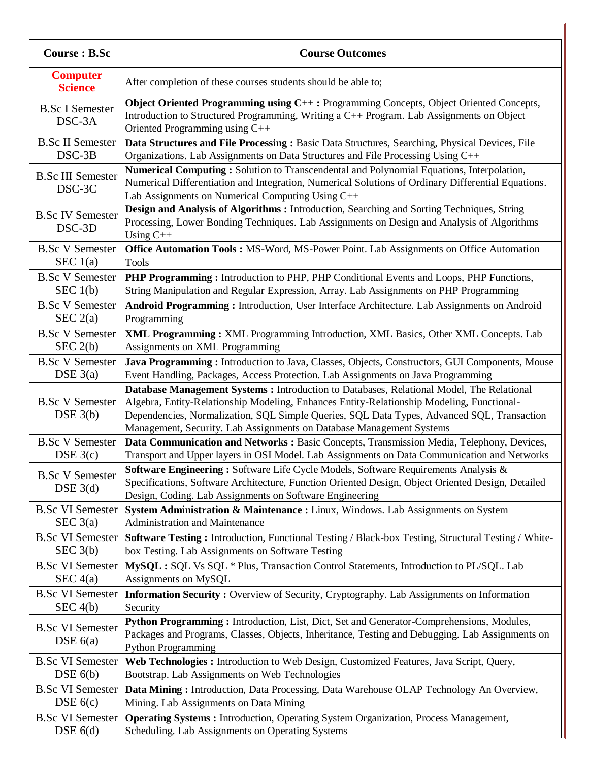| **Course : B.Sc** | **Course Outcomes** |
|---|---|
| **Computer Science** | After completion of these courses students should be able to; |
| B.Sc I Semester DSC-3A | **Object Oriented Programming using C++ :** Programming Concepts, Object Oriented Concepts, Introduction to Structured Programming, Writing a C++ Program. Lab Assignments on Object Oriented Programming using C++ |
| B.Sc II Semester DSC-3B | **Data Structures and File Processing :** Basic Data Structures, Searching, Physical Devices, File Organizations. Lab Assignments on Data Structures and File Processing Using C++ |
| B.Sc III Semester DSC-3C | **Numerical Computing :** Solution to Transcendental and Polynomial Equations, Interpolation, Numerical Differentiation and Integration, Numerical Solutions of Ordinary Differential Equations. Lab Assignments on Numerical Computing Using C++ |
| B.Sc IV Semester DSC-3D | **Design and Analysis of Algorithms :** Introduction, Searching and Sorting Techniques, String Processing, Lower Bonding Techniques. Lab Assignments on Design and Analysis of Algorithms Using C++ |
| B.Sc V Semester SEC 1(a) | **Office Automation Tools :** MS-Word, MS-Power Point. Lab Assignments on Office Automation Tools |
| B.Sc V Semester SEC 1(b) | **PHP Programming :** Introduction to PHP, PHP Conditional Events and Loops, PHP Functions, String Manipulation and Regular Expression, Array. Lab Assignments on PHP Programming |
| B.Sc V Semester SEC 2(a) | **Android Programming :** Introduction, User Interface Architecture. Lab Assignments on Android Programming |
| B.Sc V Semester SEC 2(b) | **XML Programming :** XML Programming Introduction, XML Basics, Other XML Concepts. Lab Assignments on XML Programming |
| B.Sc V Semester DSE 3(a) | **Java Programming :** Introduction to Java, Classes, Objects, Constructors, GUI Components, Mouse Event Handling, Packages, Access Protection. Lab Assignments on Java Programming |
| B.Sc V Semester DSE 3(b) | **Database Management Systems :** Introduction to Databases, Relational Model, The Relational Algebra, Entity-Relationship Modeling, Enhances Entity-Relationship Modeling, Functional-Dependencies, Normalization, SQL Simple Queries, SQL Data Types, Advanced SQL, Transaction Management, Security. Lab Assignments on Database Management Systems |
| B.Sc V Semester DSE 3(c) | **Data Communication and Networks :** Basic Concepts, Transmission Media, Telephony, Devices, Transport and Upper layers in OSI Model. Lab Assignments on Data Communication and Networks |
| B.Sc V Semester DSE 3(d) | **Software Engineering :** Software Life Cycle Models, Software Requirements Analysis & Specifications, Software Architecture, Function Oriented Design, Object Oriented Design, Detailed Design, Coding. Lab Assignments on Software Engineering |
| B.Sc VI Semester SEC 3(a) | **System Administration & Maintenance :** Linux, Windows. Lab Assignments on System Administration and Maintenance |
| B.Sc VI Semester SEC 3(b) | **Software Testing :** Introduction, Functional Testing / Black-box Testing, Structural Testing / White-box Testing. Lab Assignments on Software Testing |
| B.Sc VI Semester SEC 4(a) | **MySQL :** SQL Vs SQL * Plus, Transaction Control Statements, Introduction to PL/SQL. Lab Assignments on MySQL |
| B.Sc VI Semester SEC 4(b) | **Information Security :** Overview of Security, Cryptography. Lab Assignments on Information Security |
| B.Sc VI Semester DSE 6(a) | **Python Programming :** Introduction, List, Dict, Set and Generator-Comprehensions, Modules, Packages and Programs, Classes, Objects, Inheritance, Testing and Debugging. Lab Assignments on Python Programming |
| B.Sc VI Semester DSE 6(b) | **Web Technologies :** Introduction to Web Design, Customized Features, Java Script, Query, Bootstrap. Lab Assignments on Web Technologies |
| B.Sc VI Semester DSE 6(c) | **Data Mining :** Introduction, Data Processing, Data Warehouse OLAP Technology An Overview, Mining. Lab Assignments on Data Mining |
| B.Sc VI Semester DSE 6(d) | **Operating Systems :** Introduction, Operating System Organization, Process Management, Scheduling. Lab Assignments on Operating Systems |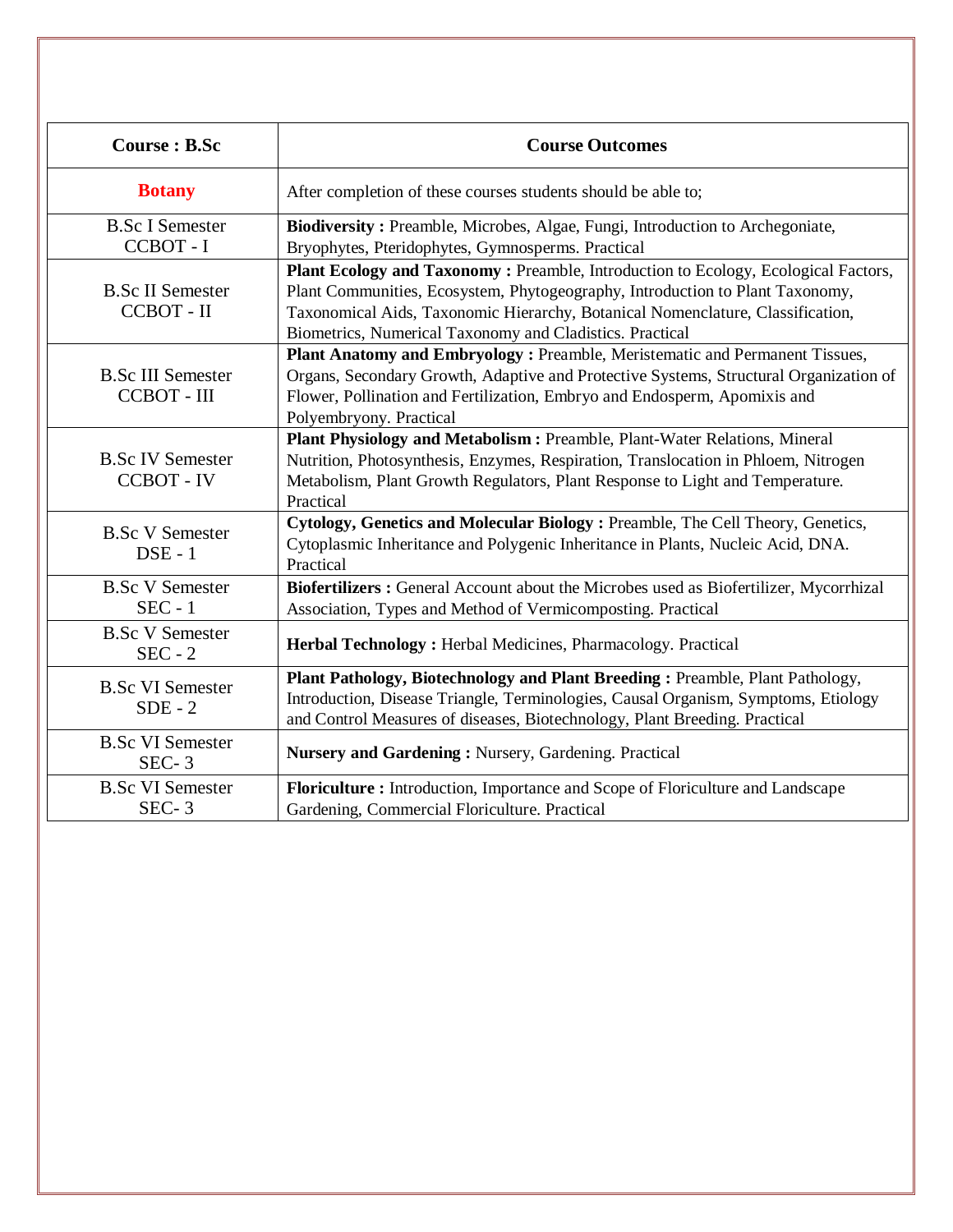| Course : B.Sc | Course Outcomes |
|---|---|
| **Botany** | After completion of these courses students should be able to; |
| B.Sc I Semester CCBOT - I | **Biodiversity :** Preamble, Microbes, Algae, Fungi, Introduction to Archegoniate, Bryophytes, Pteridophytes, Gymnosperms. Practical |
| B.Sc II Semester CCBOT - II | **Plant Ecology and Taxonomy :** Preamble, Introduction to Ecology, Ecological Factors, Plant Communities, Ecosystem, Phytogeography, Introduction to Plant Taxonomy, Taxonomical Aids, Taxonomic Hierarchy, Botanical Nomenclature, Classification, Biometrics, Numerical Taxonomy and Cladistics. Practical |
| B.Sc III Semester CCBOT - III | **Plant Anatomy and Embryology :** Preamble, Meristematic and Permanent Tissues, Organs, Secondary Growth, Adaptive and Protective Systems, Structural Organization of Flower, Pollination and Fertilization, Embryo and Endosperm, Apomixis and Polyembryony. Practical |
| B.Sc IV Semester CCBOT - IV | **Plant Physiology and Metabolism :** Preamble, Plant-Water Relations, Mineral Nutrition, Photosynthesis, Enzymes, Respiration, Translocation in Phloem, Nitrogen Metabolism, Plant Growth Regulators, Plant Response to Light and Temperature. Practical |
| B.Sc V Semester DSE - 1 | **Cytology, Genetics and Molecular Biology :** Preamble, The Cell Theory, Genetics, Cytoplasmic Inheritance and Polygenic Inheritance in Plants, Nucleic Acid, DNA. Practical |
| B.Sc V Semester SEC - 1 | **Biofertilizers :** General Account about the Microbes used as Biofertilizer, Mycorrhizal Association, Types and Method of Vermicomposting. Practical |
| B.Sc V Semester SEC - 2 | **Herbal Technology :** Herbal Medicines, Pharmacology. Practical |
| B.Sc VI Semester SDE - 2 | **Plant Pathology, Biotechnology and Plant Breeding :** Preamble, Plant Pathology, Introduction, Disease Triangle, Terminologies, Causal Organism, Symptoms, Etiology and Control Measures of diseases, Biotechnology, Plant Breeding. Practical |
| B.Sc VI Semester SEC- 3 | **Nursery and Gardening :** Nursery, Gardening. Practical |
| B.Sc VI Semester SEC- 3 | **Floriculture :** Introduction, Importance and Scope of Floriculture and Landscape Gardening, Commercial Floriculture. Practical |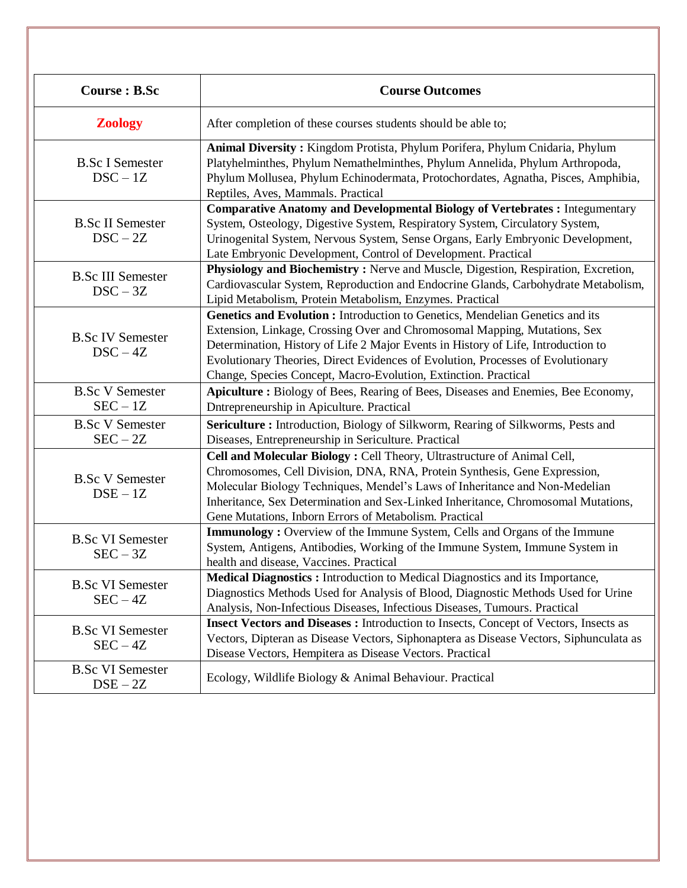| Course : B.Sc | Course Outcomes |
| --- | --- |
| **Zoology** | After completion of these courses students should be able to; |
| B.Sc I Semester DSC – 1Z | **Animal Diversity :** Kingdom Protista, Phylum Porifera, Phylum Cnidaria, Phylum Platyhelminthes, Phylum Nemathelminthes, Phylum Annelida, Phylum Arthropoda, Phylum Mollusea, Phylum Echinodermata, Protochordates, Agnatha, Pisces, Amphibia, Reptiles, Aves, Mammals. Practical |
| B.Sc II Semester DSC – 2Z | **Comparative Anatomy and Developmental Biology of Vertebrates :** Integumentary System, Osteology, Digestive System, Respiratory System, Circulatory System, Urinogenital System, Nervous System, Sense Organs, Early Embryonic Development, Late Embryonic Development, Control of Development. Practical |
| B.Sc III Semester DSC – 3Z | **Physiology and Biochemistry :** Nerve and Muscle, Digestion, Respiration, Excretion, Cardiovascular System, Reproduction and Endocrine Glands, Carbohydrate Metabolism, Lipid Metabolism, Protein Metabolism, Enzymes. Practical |
| B.Sc IV Semester DSC – 4Z | **Genetics and Evolution :** Introduction to Genetics, Mendelian Genetics and its Extension, Linkage, Crossing Over and Chromosomal Mapping, Mutations, Sex Determination, History of Life 2 Major Events in History of Life, Introduction to Evolutionary Theories, Direct Evidences of Evolution, Processes of Evolutionary Change, Species Concept, Macro-Evolution, Extinction. Practical |
| B.Sc V Semester SEC – 1Z | **Apiculture :** Biology of Bees, Rearing of Bees, Diseases and Enemies, Bee Economy, Dntrepreneurship in Apiculture. Practical |
| B.Sc V Semester SEC – 2Z | **Sericulture :** Introduction, Biology of Silkworm, Rearing of Silkworms, Pests and Diseases, Entrepreneurship in Sericulture. Practical |
| B.Sc V Semester DSE – 1Z | **Cell and Molecular Biology :** Cell Theory, Ultrastructure of Animal Cell, Chromosomes, Cell Division, DNA, RNA, Protein Synthesis, Gene Expression, Molecular Biology Techniques, Mendel's Laws of Inheritance and Non-Medelian Inheritance, Sex Determination and Sex-Linked Inheritance, Chromosomal Mutations, Gene Mutations, Inborn Errors of Metabolism. Practical |
| B.Sc VI Semester SEC – 3Z | **Immunology :** Overview of the Immune System, Cells and Organs of the Immune System, Antigens, Antibodies, Working of the Immune System, Immune System in health and disease, Vaccines. Practical |
| B.Sc VI Semester SEC – 4Z | **Medical Diagnostics :** Introduction to Medical Diagnostics and its Importance, Diagnostics Methods Used for Analysis of Blood, Diagnostic Methods Used for Urine Analysis, Non-Infectious Diseases, Infectious Diseases, Tumours. Practical |
| B.Sc VI Semester SEC – 4Z | **Insect Vectors and Diseases :** Introduction to Insects, Concept of Vectors, Insects as Vectors, Dipteran as Disease Vectors, Siphonaptera as Disease Vectors, Siphunculata as Disease Vectors, Hempitera as Disease Vectors. Practical |
| B.Sc VI Semester DSE – 2Z | Ecology, Wildlife Biology & Animal Behaviour. Practical |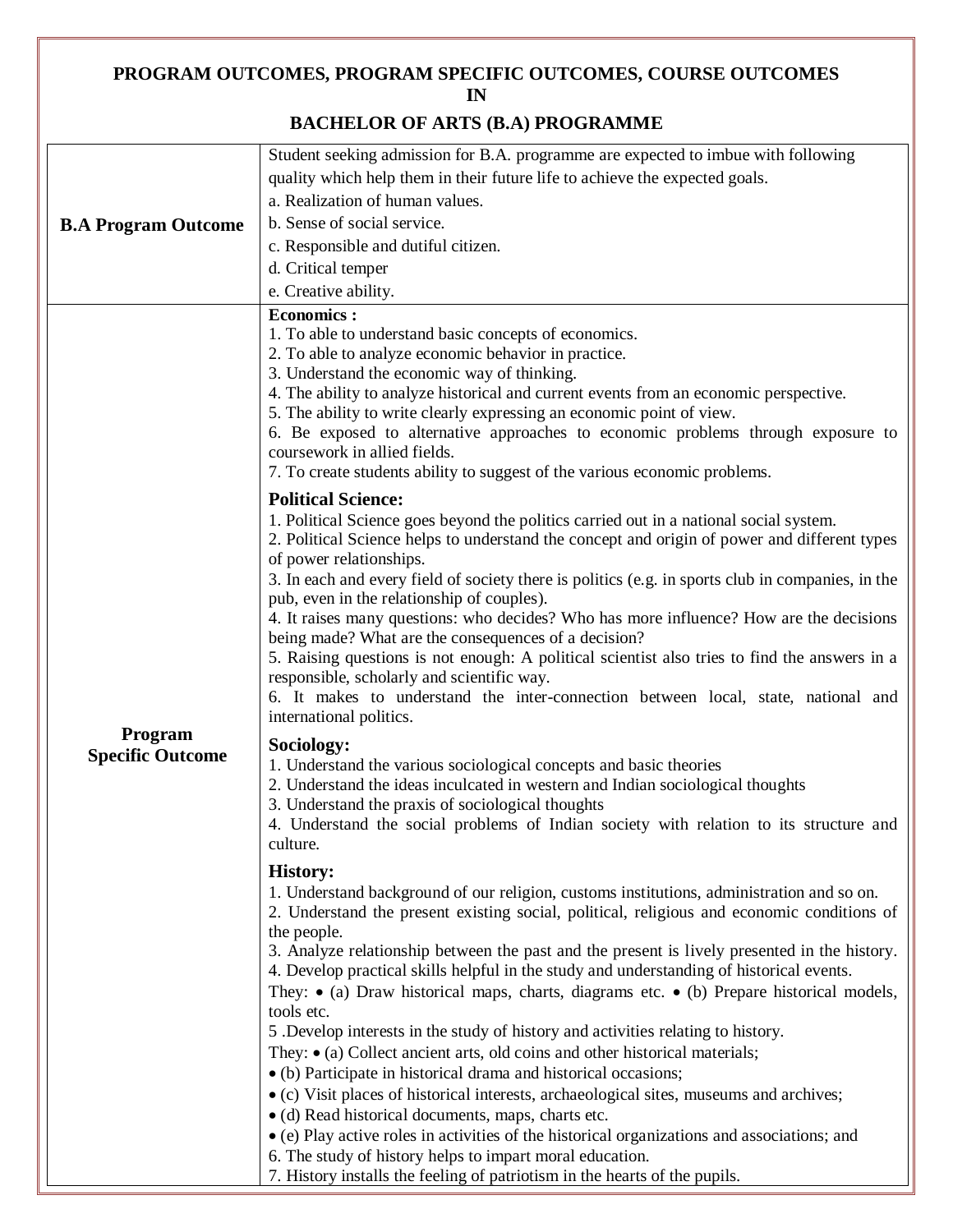# PROGRAM OUTCOMES, PROGRAM SPECIFIC OUTCOMES, COURSE OUTCOMES IN

## BACHELOR OF ARTS (B.A) PROGRAMME

| | |
|---|---|
| **B.A Program Outcome** | Student seeking admission for B.A. programme are expected to imbue with following quality which help them in their future life to achieve the expected goals.<br>a. Realization of human values.<br>b. Sense of social service.<br>c. Responsible and dutiful citizen.<br>d. Critical temper<br>e. Creative ability. |
| **Program Specific Outcome** | **Economics :**<br>1. To able to understand basic concepts of economics.<br>2. To able to analyze economic behavior in practice.<br>3. Understand the economic way of thinking.<br>4. The ability to analyze historical and current events from an economic perspective.<br>5. The ability to write clearly expressing an economic point of view.<br>6. Be exposed to alternative approaches to economic problems through exposure to coursework in allied fields.<br>7. To create students ability to suggest of the various economic problems.<br><br>**Political Science:**<br>1. Political Science goes beyond the politics carried out in a national social system.<br>2. Political Science helps to understand the concept and origin of power and different types of power relationships.<br>3. In each and every field of society there is politics (e.g. in sports club in companies, in the pub, even in the relationship of couples).<br>4. It raises many questions: who decides? Who has more influence? How are the decisions being made? What are the consequences of a decision?<br>5. Raising questions is not enough: A political scientist also tries to find the answers in a responsible, scholarly and scientific way.<br>6. It makes to understand the inter-connection between local, state, national and international politics.<br><br>**Sociology:**<br>1. Understand the various sociological concepts and basic theories<br>2. Understand the ideas inculcated in western and Indian sociological thoughts<br>3. Understand the praxis of sociological thoughts<br>4. Understand the social problems of Indian society with relation to its structure and culture.<br><br>**History:**<br>1. Understand background of our religion, customs institutions, administration and so on.<br>2. Understand the present existing social, political, religious and economic conditions of the people.<br>3. Analyze relationship between the past and the present is lively presented in the history.<br>4. Develop practical skills helpful in the study and understanding of historical events.<br>They: • (a) Draw historical maps, charts, diagrams etc. • (b) Prepare historical models, tools etc.<br>5 .Develop interests in the study of history and activities relating to history.<br>They: • (a) Collect ancient arts, old coins and other historical materials;<br>• (b) Participate in historical drama and historical occasions;<br>• (c) Visit places of historical interests, archaeological sites, museums and archives;<br>• (d) Read historical documents, maps, charts etc.<br>• (e) Play active roles in activities of the historical organizations and associations; and<br>6. The study of history helps to impart moral education.<br>7. History installs the feeling of patriotism in the hearts of the pupils. |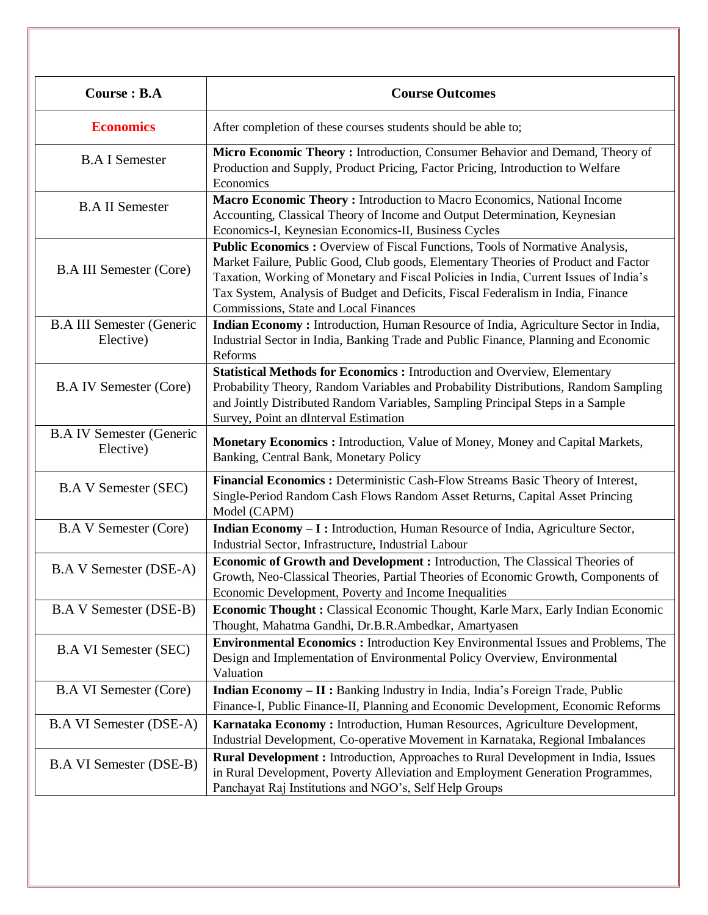| Course : B.A | Course Outcomes |
|---|---|
| **Economics** | After completion of these courses students should be able to; |
| B.A I Semester | **Micro Economic Theory :** Introduction, Consumer Behavior and Demand, Theory of Production and Supply, Product Pricing, Factor Pricing, Introduction to Welfare Economics |
| B.A II Semester | **Macro Economic Theory :** Introduction to Macro Economics, National Income Accounting, Classical Theory of Income and Output Determination, Keynesian Economics-I, Keynesian Economics-II, Business Cycles |
| B.A III Semester (Core) | **Public Economics :** Overview of Fiscal Functions, Tools of Normative Analysis, Market Failure, Public Good, Club goods, Elementary Theories of Product and Factor Taxation, Working of Monetary and Fiscal Policies in India, Current Issues of India's Tax System, Analysis of Budget and Deficits, Fiscal Federalism in India, Finance Commissions, State and Local Finances |
| B.A III Semester (Generic Elective) | **Indian Economy :** Introduction, Human Resource of India, Agriculture Sector in India, Industrial Sector in India, Banking Trade and Public Finance, Planning and Economic Reforms |
| B.A IV Semester (Core) | **Statistical Methods for Economics :** Introduction and Overview, Elementary Probability Theory, Random Variables and Probability Distributions, Random Sampling and Jointly Distributed Random Variables, Sampling Principal Steps in a Sample Survey, Point an dInterval Estimation |
| B.A IV Semester (Generic Elective) | **Monetary Economics :** Introduction, Value of Money, Money and Capital Markets, Banking, Central Bank, Monetary Policy |
| B.A V Semester (SEC) | **Financial Economics :** Deterministic Cash-Flow Streams Basic Theory of Interest, Single-Period Random Cash Flows Random Asset Returns, Capital Asset Princing Model (CAPM) |
| B.A V Semester (Core) | **Indian Economy – I :** Introduction, Human Resource of India, Agriculture Sector, Industrial Sector, Infrastructure, Industrial Labour |
| B.A V Semester (DSE-A) | **Economic of Growth and Development :** Introduction, The Classical Theories of Growth, Neo-Classical Theories, Partial Theories of Economic Growth, Components of Economic Development, Poverty and Income Inequalities |
| B.A V Semester (DSE-B) | **Economic Thought :** Classical Economic Thought, Karle Marx, Early Indian Economic Thought, Mahatma Gandhi, Dr.B.R.Ambedkar, Amartyasen |
| B.A VI Semester (SEC) | **Environmental Economics :** Introduction Key Environmental Issues and Problems, The Design and Implementation of Environmental Policy Overview, Environmental Valuation |
| B.A VI Semester (Core) | **Indian Economy – II :** Banking Industry in India, India's Foreign Trade, Public Finance-I, Public Finance-II, Planning and Economic Development, Economic Reforms |
| B.A VI Semester (DSE-A) | **Karnataka Economy :** Introduction, Human Resources, Agriculture Development, Industrial Development, Co-operative Movement in Karnataka, Regional Imbalances |
| B.A VI Semester (DSE-B) | **Rural Development :** Introduction, Approaches to Rural Development in India, Issues in Rural Development, Poverty Alleviation and Employment Generation Programmes, Panchayat Raj Institutions and NGO's, Self Help Groups |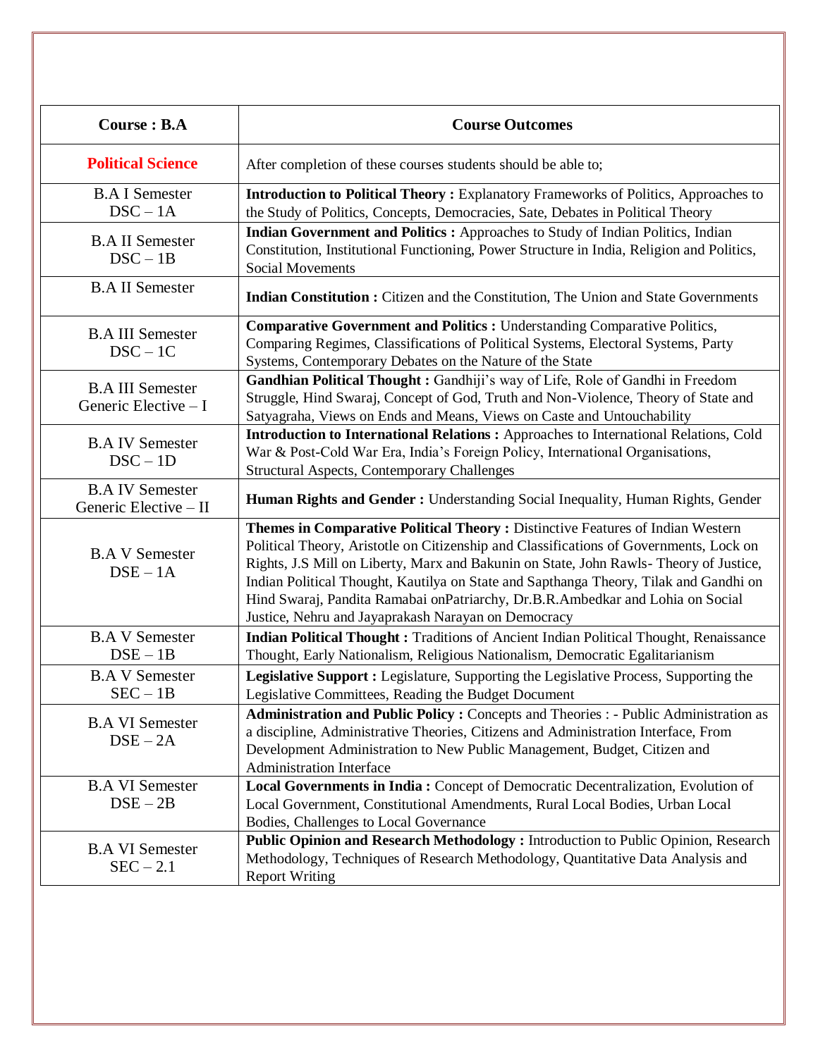| Course : B.A | Course Outcomes |
|---|---|
| **Political Science** | After completion of these courses students should be able to; |
| B.A I Semester<br>DSC – 1A | **Introduction to Political Theory :** Explanatory Frameworks of Politics, Approaches to the Study of Politics, Concepts, Democracies, Sate, Debates in Political Theory |
| B.A II Semester<br>DSC – 1B | **Indian Government and Politics :** Approaches to Study of Indian Politics, Indian Constitution, Institutional Functioning, Power Structure in India, Religion and Politics, Social Movements |
| B.A II Semester | **Indian Constitution :** Citizen and the Constitution, The Union and State Governments |
| B.A III Semester<br>DSC – 1C | **Comparative Government and Politics :** Understanding Comparative Politics, Comparing Regimes, Classifications of Political Systems, Electoral Systems, Party Systems, Contemporary Debates on the Nature of the State |
| B.A III Semester<br>Generic Elective – I | **Gandhian Political Thought :** Gandhiji's way of Life, Role of Gandhi in Freedom Struggle, Hind Swaraj, Concept of God, Truth and Non-Violence, Theory of State and Satyagraha, Views on Ends and Means, Views on Caste and Untouchability |
| B.A IV Semester<br>DSC – 1D | **Introduction to International Relations :** Approaches to International Relations, Cold War & Post-Cold War Era, India's Foreign Policy, International Organisations, Structural Aspects, Contemporary Challenges |
| B.A IV Semester<br>Generic Elective – II | **Human Rights and Gender :** Understanding Social Inequality, Human Rights, Gender |
| B.A V Semester<br>DSE – 1A | **Themes in Comparative Political Theory :** Distinctive Features of Indian Western Political Theory, Aristotle on Citizenship and Classifications of Governments, Lock on Rights, J.S Mill on Liberty, Marx and Bakunin on State, John Rawls- Theory of Justice, Indian Political Thought, Kautilya on State and Sapthanga Theory, Tilak and Gandhi on Hind Swaraj, Pandita Ramabai onPatriarchy, Dr.B.R.Ambedkar and Lohia on Social Justice, Nehru and Jayaprakash Narayan on Democracy |
| B.A V Semester<br>DSE – 1B | **Indian Political Thought :** Traditions of Ancient Indian Political Thought, Renaissance Thought, Early Nationalism, Religious Nationalism, Democratic Egalitarianism |
| B.A V Semester<br>SEC – 1B | **Legislative Support :** Legislature, Supporting the Legislative Process, Supporting the Legislative Committees, Reading the Budget Document |
| B.A VI Semester<br>DSE – 2A | **Administration and Public Policy :** Concepts and Theories : - Public Administration as a discipline, Administrative Theories, Citizens and Administration Interface, From Development Administration to New Public Management, Budget, Citizen and Administration Interface |
| B.A VI Semester<br>DSE – 2B | **Local Governments in India :** Concept of Democratic Decentralization, Evolution of Local Government, Constitutional Amendments, Rural Local Bodies, Urban Local Bodies, Challenges to Local Governance |
| B.A VI Semester<br>SEC – 2.1 | **Public Opinion and Research Methodology :** Introduction to Public Opinion, Research Methodology, Techniques of Research Methodology, Quantitative Data Analysis and Report Writing |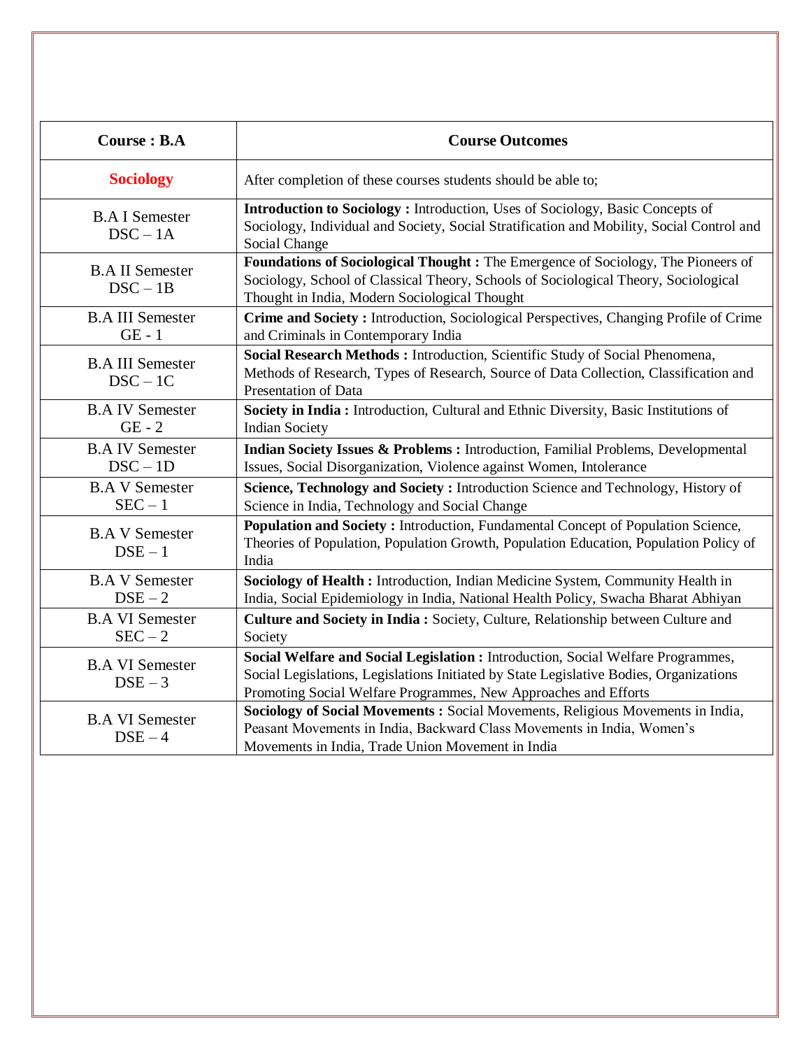| Course : B.A | Course Outcomes |
|---|---|
| **Sociology** | After completion of these courses students should be able to; |
| B.A I Semester DSC – 1A | **Introduction to Sociology :** Introduction, Uses of Sociology, Basic Concepts of Sociology, Individual and Society, Social Stratification and Mobility, Social Control and Social Change |
| B.A II Semester DSC – 1B | **Foundations of Sociological Thought :** The Emergence of Sociology, The Pioneers of Sociology, School of Classical Theory, Schools of Sociological Theory, Sociological Thought in India, Modern Sociological Thought |
| B.A III Semester GE - 1 | **Crime and Society :** Introduction, Sociological Perspectives, Changing Profile of Crime and Criminals in Contemporary India |
| B.A III Semester DSC – 1C | **Social Research Methods :** Introduction, Scientific Study of Social Phenomena, Methods of Research, Types of Research, Source of Data Collection, Classification and Presentation of Data |
| B.A IV Semester GE - 2 | **Society in India :** Introduction, Cultural and Ethnic Diversity, Basic Institutions of Indian Society |
| B.A IV Semester DSC – 1D | **Indian Society Issues & Problems :** Introduction, Familial Problems, Developmental Issues, Social Disorganization, Violence against Women, Intolerance |
| B.A V Semester SEC – 1 | **Science, Technology and Society :** Introduction Science and Technology, History of Science in India, Technology and Social Change |
| B.A V Semester DSE – 1 | **Population and Society :** Introduction, Fundamental Concept of Population Science, Theories of Population, Population Growth, Population Education, Population Policy of India |
| B.A V Semester DSE – 2 | **Sociology of Health :** Introduction, Indian Medicine System, Community Health in India, Social Epidemiology in India, National Health Policy, Swacha Bharat Abhiyan |
| B.A VI Semester SEC – 2 | **Culture and Society in India :** Society, Culture, Relationship between Culture and Society |
| B.A VI Semester DSE – 3 | **Social Welfare and Social Legislation :** Introduction, Social Welfare Programmes, Social Legislations, Legislations Initiated by State Legislative Bodies, Organizations Promoting Social Welfare Programmes, New Approaches and Efforts |
| B.A VI Semester DSE – 4 | **Sociology of Social Movements :** Social Movements, Religious Movements in India, Peasant Movements in India, Backward Class Movements in India, Women's Movements in India, Trade Union Movement in India |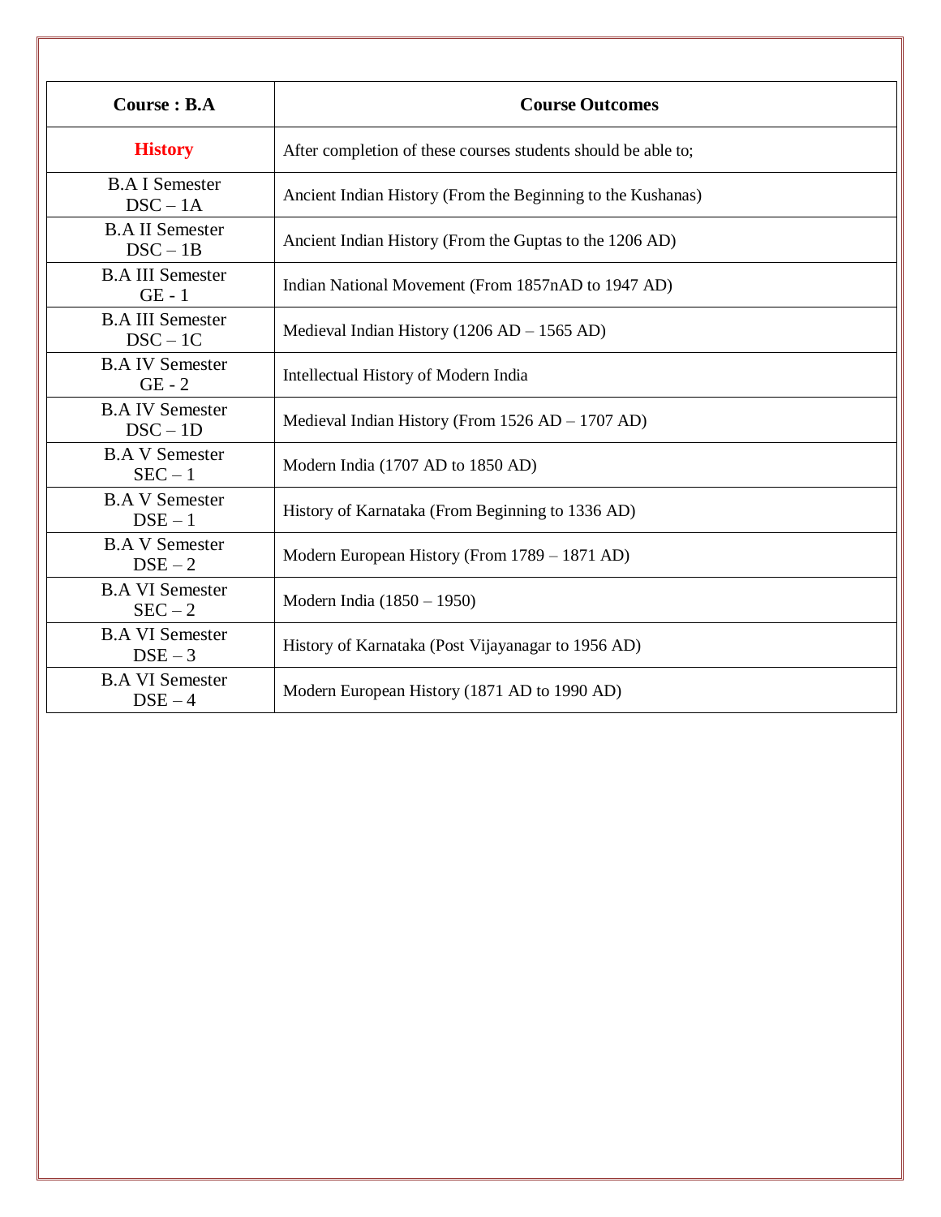| Course : B.A | Course Outcomes |
|---|---|
| **History** | After completion of these courses students should be able to; |
| B.A I Semester DSC – 1A | Ancient Indian History (From the Beginning to the Kushanas) |
| B.A II Semester DSC – 1B | Ancient Indian History (From the Guptas to the 1206 AD) |
| B.A III Semester GE - 1 | Indian National Movement (From 1857nAD to 1947 AD) |
| B.A III Semester DSC – 1C | Medieval Indian History (1206 AD – 1565 AD) |
| B.A IV Semester GE - 2 | Intellectual History of Modern India |
| B.A IV Semester DSC – 1D | Medieval Indian History (From 1526 AD – 1707 AD) |
| B.A V Semester SEC – 1 | Modern India (1707 AD to 1850 AD) |
| B.A V Semester DSE – 1 | History of Karnataka (From Beginning to 1336 AD) |
| B.A V Semester DSE – 2 | Modern European History (From 1789 – 1871 AD) |
| B.A VI Semester SEC – 2 | Modern India (1850 – 1950) |
| B.A VI Semester DSE – 3 | History of Karnataka (Post Vijayanagar to 1956 AD) |
| B.A VI Semester DSE – 4 | Modern European History (1871 AD to 1990 AD) |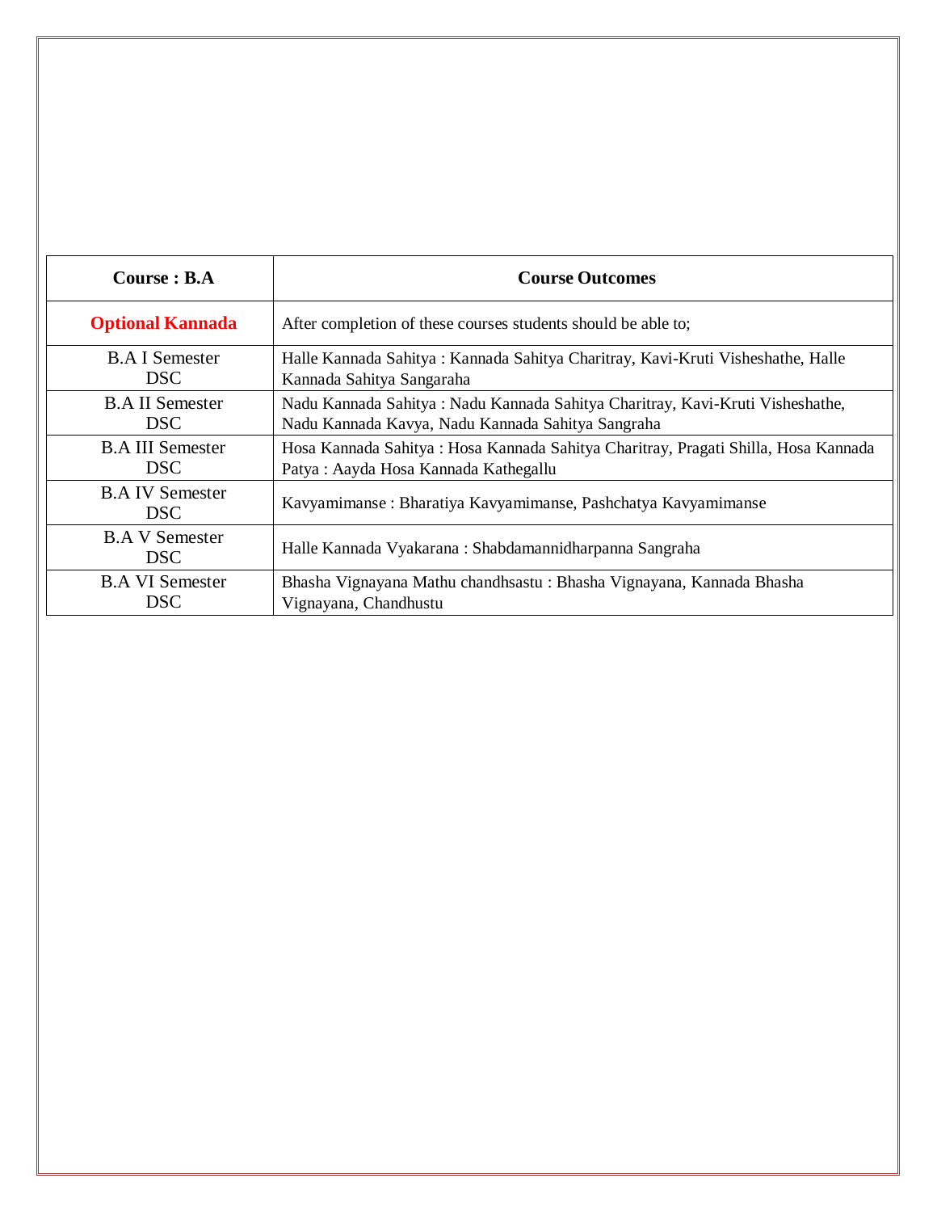| Course : B.A | Course Outcomes |
|---|---|
| **Optional Kannada** | After completion of these courses students should be able to; |
| B.A I Semester DSC | Halle Kannada Sahitya : Kannada Sahitya Charitray, Kavi-Kruti Visheshathe, Halle Kannada Sahitya Sangaraha |
| B.A II Semester DSC | Nadu Kannada Sahitya : Nadu Kannada Sahitya Charitray, Kavi-Kruti Visheshathe, Nadu Kannada Kavya, Nadu Kannada Sahitya Sangraha |
| B.A III Semester DSC | Hosa Kannada Sahitya : Hosa Kannada Sahitya Charitray, Pragati Shilla, Hosa Kannada Patya : Aayda Hosa Kannada Kathegallu |
| B.A IV Semester DSC | Kavyamimanse : Bharatiya Kavyamimanse, Pashchatya Kavyamimanse |
| B.A V Semester DSC | Halle Kannada Vyakarana : Shabdamannidharpanna Sangraha |
| B.A VI Semester DSC | Bhasha Vignayana Mathu chandhsastu : Bhasha Vignayana, Kannada Bhasha Vignayana, Chandhustu |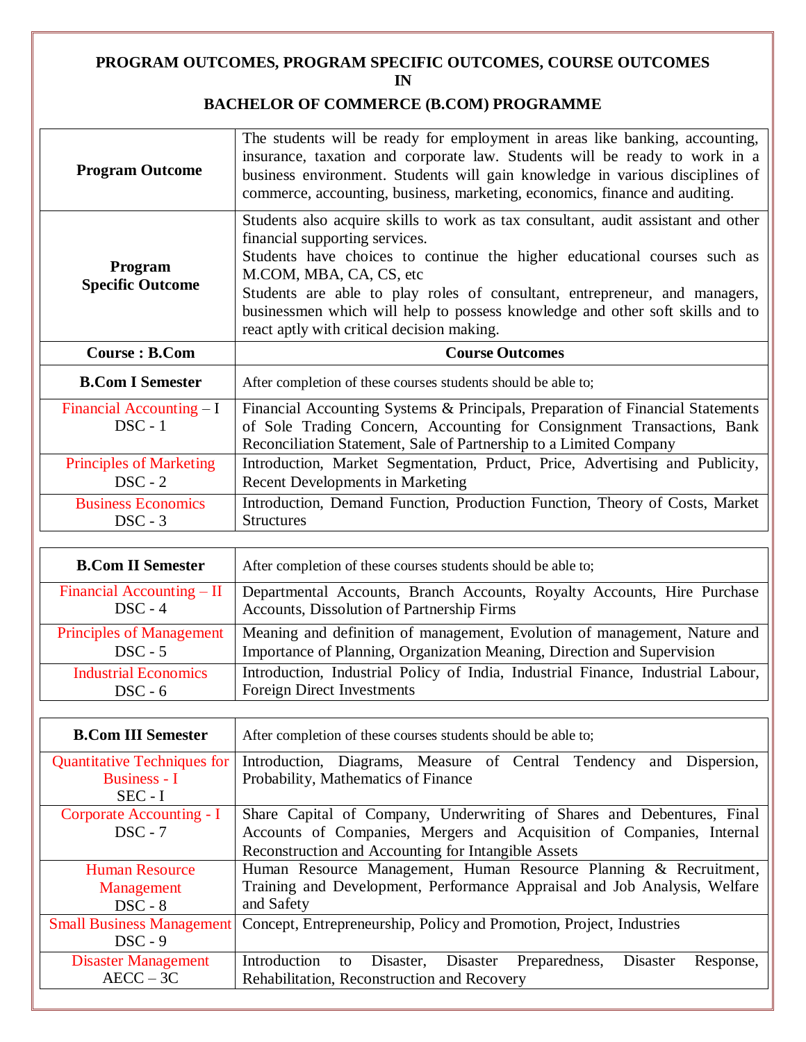# PROGRAM OUTCOMES, PROGRAM SPECIFIC OUTCOMES, COURSE OUTCOMES IN BACHELOR OF COMMERCE (B.COM) PROGRAMME

| | |
|---|---|
| **Program Outcome** | The students will be ready for employment in areas like banking, accounting, insurance, taxation and corporate law. Students will be ready to work in a business environment. Students will gain knowledge in various disciplines of commerce, accounting, business, marketing, economics, finance and auditing. |
| **Program Specific Outcome** | Students also acquire skills to work as tax consultant, audit assistant and other financial supporting services.<br>Students have choices to continue the higher educational courses such as M.COM, MBA, CA, CS, etc<br>Students are able to play roles of consultant, entrepreneur, and managers, businessmen which will help to possess knowledge and other soft skills and to react aptly with critical decision making. |
| **Course : B.Com** | **Course Outcomes** |
| **B.Com I Semester** | After completion of these courses students should be able to; |
| Financial Accounting – I<br>DSC - 1 | Financial Accounting Systems & Principals, Preparation of Financial Statements of Sole Trading Concern, Accounting for Consignment Transactions, Bank Reconciliation Statement, Sale of Partnership to a Limited Company |
| Principles of Marketing<br>DSC - 2 | Introduction, Market Segmentation, Prduct, Price, Advertising and Publicity, Recent Developments in Marketing |
| Business Economics<br>DSC - 3 | Introduction, Demand Function, Production Function, Theory of Costs, Market Structures |

| | |
|---|---|
| **B.Com II Semester** | After completion of these courses students should be able to; |
| Financial Accounting – II<br>DSC - 4 | Departmental Accounts, Branch Accounts, Royalty Accounts, Hire Purchase Accounts, Dissolution of Partnership Firms |
| Principles of Management<br>DSC - 5 | Meaning and definition of management, Evolution of management, Nature and Importance of Planning, Organization Meaning, Direction and Supervision |
| Industrial Economics<br>DSC - 6 | Introduction, Industrial Policy of India, Industrial Finance, Industrial Labour, Foreign Direct Investments |

| | |
|---|---|
| **B.Com III Semester** | After completion of these courses students should be able to; |
| Quantitative Techniques for Business - I<br>SEC - I | Introduction, Diagrams, Measure of Central Tendency and Dispersion, Probability, Mathematics of Finance |
| Corporate Accounting - I<br>DSC - 7 | Share Capital of Company, Underwriting of Shares and Debentures, Final Accounts of Companies, Mergers and Acquisition of Companies, Internal Reconstruction and Accounting for Intangible Assets |
| Human Resource Management<br>DSC - 8 | Human Resource Management, Human Resource Planning & Recruitment, Training and Development, Performance Appraisal and Job Analysis, Welfare and Safety |
| Small Business Management<br>DSC - 9 | Concept, Entrepreneurship, Policy and Promotion, Project, Industries |
| Disaster Management<br>AECC – 3C | Introduction to Disaster, Disaster Preparedness, Disaster Response, Rehabilitation, Reconstruction and Recovery |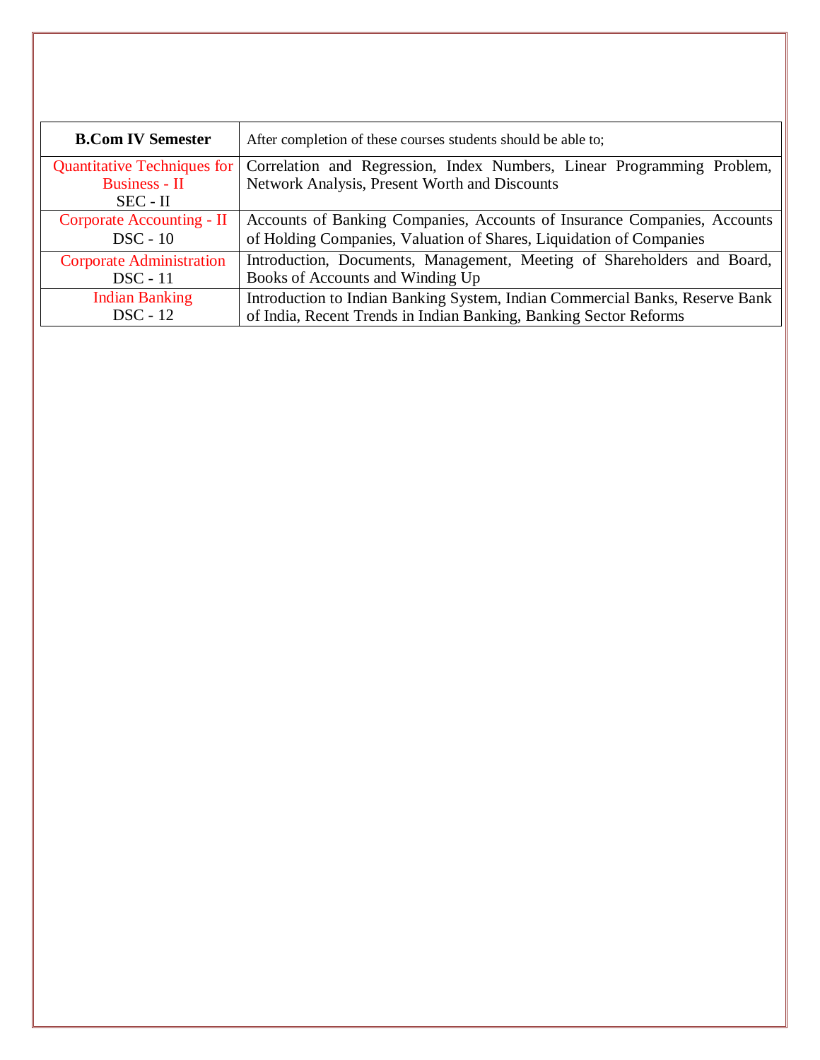| B.Com IV Semester | After completion of these courses students should be able to; |
|---|---|
| Quantitative Techniques for Business - II<br>SEC - II | Correlation and Regression, Index Numbers, Linear Programming Problem, Network Analysis, Present Worth and Discounts |
| Corporate Accounting - II<br>DSC - 10 | Accounts of Banking Companies, Accounts of Insurance Companies, Accounts of Holding Companies, Valuation of Shares, Liquidation of Companies |
| Corporate Administration<br>DSC - 11 | Introduction, Documents, Management, Meeting of Shareholders and Board, Books of Accounts and Winding Up |
| Indian Banking<br>DSC - 12 | Introduction to Indian Banking System, Indian Commercial Banks, Reserve Bank of India, Recent Trends in Indian Banking, Banking Sector Reforms |